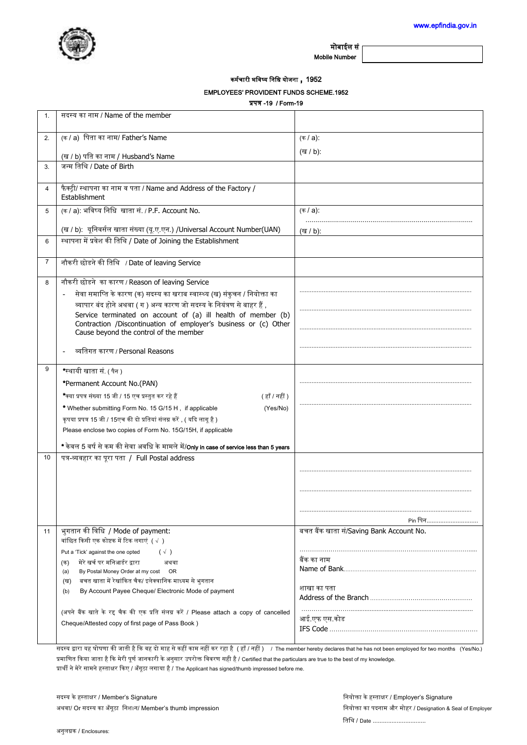www.epfindia.gov.in

मोबाईल सं
Mobile Number

## कर्मचारी भविष्य निधि योजना , 1952

## EMPLOYEES' PROVIDENT FUNDS SCHEME.1952

### प्रपत्र -19 / Form-19

| | | |
|---|---|---|
| 1. | सदस्य का नाम / Name of the member | |
| 2. | (क / a) पिता का नाम/ Father's Name<br>(ख / b) पति का नाम / Husband's Name | (क / a):<br>(ख / b): |
| 3. | जन्म तिथि / Date of Birth | |
| 4 | फैक्ट्री/ स्थापना का नाम व पता / Name and Address of the Factory / Establishment | |
| 5 | (क / a): भविष्य निधि खाता सं. / P.F. Account No.<br>(ख / b): यूनिवर्सल खाता संख्या (यू.ए.एन.) /Universal Account Number(UAN) | (क / a): ....................<br>(ख / b): |
| 6 | स्थापना में प्रवेश की तिथि / Date of Joining the Establishment | |
| 7 | नौकरी छोडने की तिथि / Date of leaving Service | |
| 8 | नौकरी छोडने का कारण / Reason of leaving Service<br>- सेवा समाप्ति के कारण (क) सदस्य का खराब स्वास्थ्य (ख) संकुचन / नियोक्ता का व्यापार बंद होने अथवा ( ग ) अन्य कारण जो सदस्य के नियंत्रण से बाहर हैं , Service terminated on account of (a) ill health of member (b) Contraction /Discontinuation of employer's business or (c) Other Cause beyond the control of the member<br>- व्यतिगत कारण / Personal Reasons | ....................<br>....................<br>....................<br>.................... |
| 9 | *स्थायी खाता सं. ( पैन )<br>*Permanent Account No.(PAN)<br>*क्या प्रपत्र संख्या 15 जी / 15 एच प्रस्तुत कर रहे हैं ( हाँ / नहीं )<br>* Whether submitting Form No. 15 G/15 H , if applicable (Yes/No)<br>कृपया प्रपत्र 15 जी / 15एच की दो प्रतियां संलग्न करें , ( यदि लागू है )<br>Please enclose two copies of Form No. 15G/15H, if applicable<br>* केवल 5 वर्ष से कम की सेवा अवधि के मामले में/**Only in case of service less than 5 years** | ....................<br>.................... |
| 10 | पत्र-व्यवहार का पूरा पता / Full Postal address | ....................<br>....................<br>....................<br>Pin पिन.................... |
| 11 | भुगतान की विधि / Mode of payment:<br>वांछित किसी एक कोष्टक में टिक लगाएं ( √ )<br>Put a 'Tick' against the one opted ( √ )<br>(क) मेरे खर्च पर मनिआर्डर द्वारा अथवा<br>(a) By Postal Money Order at my cost OR<br>(ख) बचत खाता में रेखांकित चैक/ इलेक्ट्रानिक माध्यम से भुगतान<br>(b) By Account Payee Cheque/ Electronic Mode of payment<br>(अपने बैंक खाते के रद्द चैक की एक प्रति संलग्न करें / Please attach a copy of cancelled Cheque/Attested copy of first page of Pass Book ) | बचत बैंक खाता सं/Saving Bank Account No.<br>....................<br>बैंक का नाम<br>Name of Bank....................<br>शाखा का पता<br>Address of the Branch ....................<br>....................<br>आई.एफ एस.कोड<br>IFS Code .................... |

सदस्य द्वारा यह घोषणा की जाती है कि वह दो माह से कहीं काम नहीं कर रहा है ( हाँ / नहीं ) / The member hereby declares that he has not been employed for two months (Yes/No.)
प्रमाणित किया जाता है कि मेरी पूर्ण जानकारी के अनुसार उपरोक्त विवरण सही है / Certified that the particulars are true to the best of my knowledge.
प्रार्थी ने मेरे सामने हस्ताक्षर किए / अँगूठा लगाया है / The Applicant has signed/thumb impressed before me.

सदस्य के हस्ताक्षर / Member's Signature
अथवा/ Or सदस्य का अँगूठा निशान/ Member's thumb impression

नियोक्ता के हस्ताक्षर / Employer's Signature
नियोक्ता का पदनाम और मोहर / Designation & Seal of Employer
तिथि / Date ....................

अनुलग्नक / Enclosures: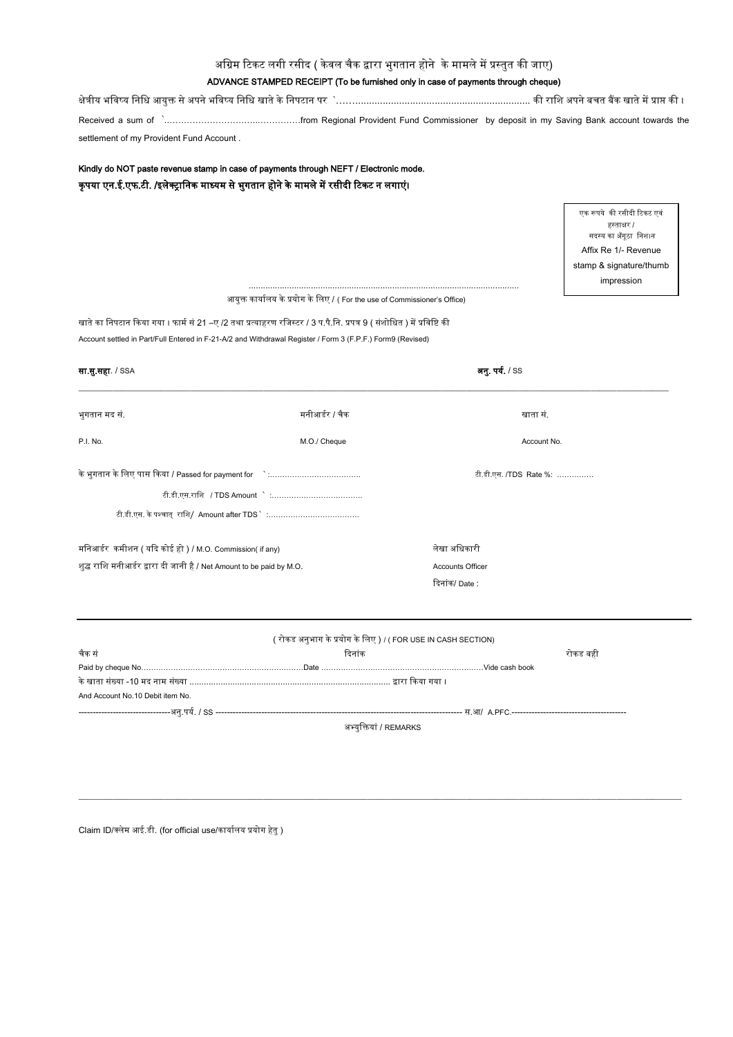## अग्रिम टिकट लगी रसीद ( केवल चैक द्वारा भुगतान होने के मामले में प्रस्तुत की जाए)

### ADVANCE STAMPED RECEIPT (To be furnished only in case of payments through cheque)

क्षेत्रीय भविष्य निधि आयुक्त से अपने भविष्य निधि खाते के निपटान पर `……............................................................... की राशि अपने बचत बैंक खाते में प्राप्त की ।

Received a sum of `………………………...……………from Regional Provident Fund Commissioner by deposit in my Saving Bank account towards the settlement of my Provident Fund Account .

**Kindly do NOT paste revenue stamp in case of payments through NEFT / Electronic mode.**
**कृपया एन.ई.एफ.टी. /इलेक्ट्रानिक माध्यम से भुगतान होने के मामले में रसीदी टिकट न लगाएं।**

| एक रूपये की रसीदी टिकट एवं हस्ताक्षर / सदस्य का अंगूठा निशान<br>Affix Re 1/- Revenue stamp & signature/thumb impression |
|---|

................................................................................................................

आयुक्त कार्यालय के प्रयोग के लिए / ( For the use of Commissioner's Office)

खाते का निपटान किया गया । फार्म सं 21 –ए /2 तथा प्रत्याहरण रजिस्टर / 3 प.पै.नि. प्रपत्र 9 ( संशोधित ) में प्रविष्टि की

Account settled in Part/Full Entered in F-21-A/2 and Withdrawal Register / Form 3 (F.P.F.) Form9 (Revised)

**सा.सु.सहा**. / SSA **अनु. पर्य.** / SS

---

भुगतान मद सं. / P.I. No. मनीआर्डर / चैक / M.O./ Cheque खाता सं. / Account No.

के भुगतान के लिए पास किया / Passed for payment for ` :……………………………….. टी.डी.एस. /TDS Rate %: ……………

टी.डी.एस.राशि / TDS Amount ` :……………………………….

टी.डी.एस. के पश्चात् राशि/ Amount after TDS ` :……………………………….

मनिआर्डर कमीशन ( यदि कोई हो ) / M.O. Commission( if any)

शुद्ध राशि मनीआर्डर द्वारा दी जानी है / Net Amount to be paid by M.O.

लेखा अधिकारी
Accounts Officer
दिनांक/ Date :

---

( रोकड अनुभाग के प्रयोग के लिए ) / ( FOR USE IN CASH SECTION)

चैक सं दिनांक रोकड बही

Paid by cheque No…………………………………………………………Date …………………………………………………………Vide cash book

के खाता संख्या -10 मद नाम संख्या ................................................................................... द्वारा किया गया ।

And Account No.10 Debit item No.

-------------------------------अनु.पर्य. / SS ------------------------------------------------------------------------------------- स.आ/ A.PFC.----------------------------------------

अभ्युक्तियां / REMARKS

---

Claim ID/क्लेम आई.डी. (for official use/कार्यालय प्रयोग हेतु )